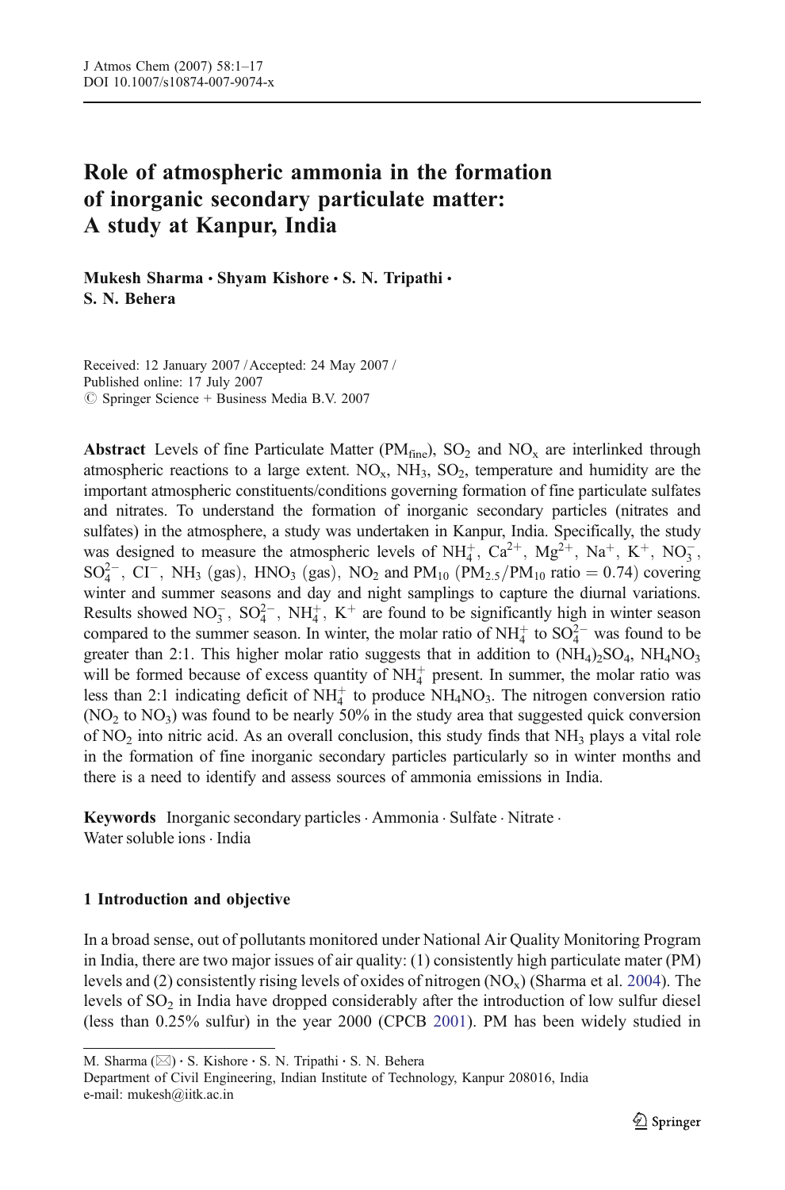# Role of atmospheric ammonia in the formation of inorganic secondary particulate matter: A study at Kanpur, India

**Mukesh Sharma · Shyam Kishore · S. N. Tripathi · S. N. Behera**

Received: 12 January 2007 / Accepted: 24 May 2007 /
Published online: 17 July 2007
© Springer Science + Business Media B.V. 2007

**Abstract** Levels of fine Particulate Matter ($PM_{fine}$), $SO_2$ and $NO_x$ are interlinked through atmospheric reactions to a large extent. $NO_x$, $NH_3$, $SO_2$, temperature and humidity are the important atmospheric constituents/conditions governing formation of fine particulate sulfates and nitrates. To understand the formation of inorganic secondary particles (nitrates and sulfates) in the atmosphere, a study was undertaken in Kanpur, India. Specifically, the study was designed to measure the atmospheric levels of $NH_4^+$, $Ca^{2+}$, $Mg^{2+}$, $Na^+$, $K^+$, $NO_3^-$, $SO_4^{2-}$, $Cl^-$, $NH_3$ (gas), $HNO_3$ (gas), $NO_2$ and $PM_{10}$ ($PM_{2.5}/PM_{10}$ ratio $= 0.74$) covering winter and summer seasons and day and night samplings to capture the diurnal variations. Results showed $NO_3^-$, $SO_4^{2-}$, $NH_4^+$, $K^+$ are found to be significantly high in winter season compared to the summer season. In winter, the molar ratio of $NH_4^+$ to $SO_4^{2-}$ was found to be greater than 2:1. This higher molar ratio suggests that in addition to $(NH_4)_2SO_4$, $NH_4NO_3$ will be formed because of excess quantity of $NH_4^+$ present. In summer, the molar ratio was less than 2:1 indicating deficit of $NH_4^+$ to produce $NH_4NO_3$. The nitrogen conversion ratio ($NO_2$ to $NO_3$) was found to be nearly 50% in the study area that suggested quick conversion of $NO_2$ into nitric acid. As an overall conclusion, this study finds that $NH_3$ plays a vital role in the formation of fine inorganic secondary particles particularly so in winter months and there is a need to identify and assess sources of ammonia emissions in India.

**Keywords** Inorganic secondary particles · Ammonia · Sulfate · Nitrate · Water soluble ions · India

## 1 Introduction and objective

In a broad sense, out of pollutants monitored under National Air Quality Monitoring Program in India, there are two major issues of air quality: (1) consistently high particulate mater (PM) levels and (2) consistently rising levels of oxides of nitrogen ($NO_x$) (Sharma et al. 2004). The levels of $SO_2$ in India have dropped considerably after the introduction of low sulfur diesel (less than 0.25% sulfur) in the year 2000 (CPCB 2001). PM has been widely studied in

---

M. Sharma (✉) · S. Kishore · S. N. Tripathi · S. N. Behera
Department of Civil Engineering, Indian Institute of Technology, Kanpur 208016, India
e-mail: mukesh@iitk.ac.in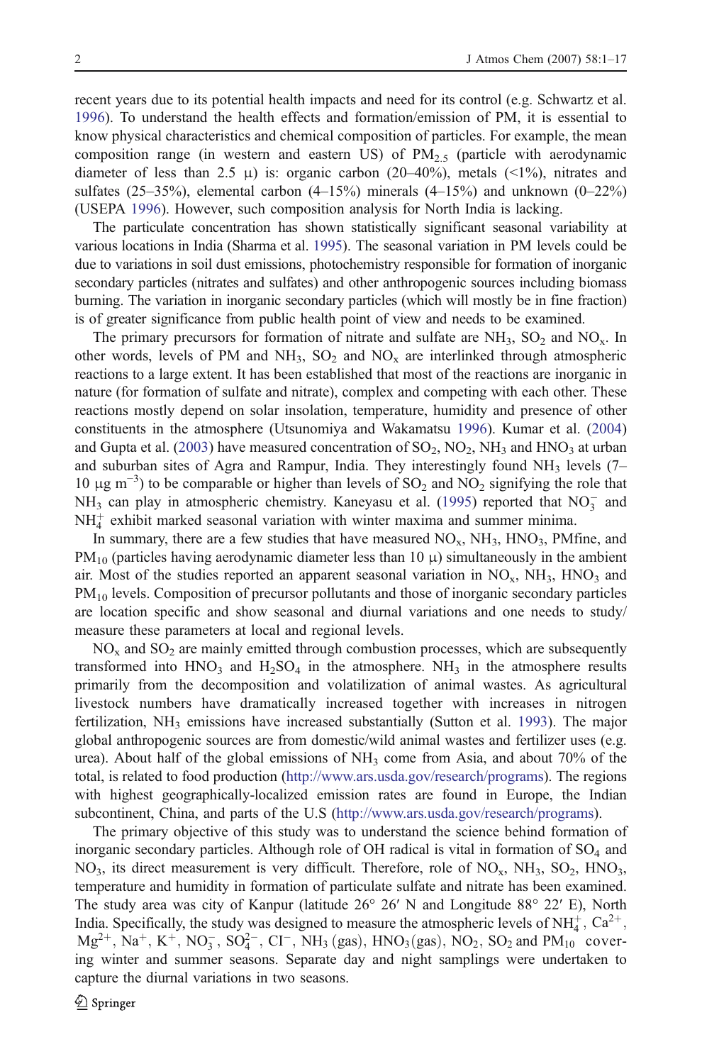recent years due to its potential health impacts and need for its control (e.g. Schwartz et al. 1996). To understand the health effects and formation/emission of PM, it is essential to know physical characteristics and chemical composition of particles. For example, the mean composition range (in western and eastern US) of $PM_{2.5}$ (particle with aerodynamic diameter of less than 2.5 μ) is: organic carbon (20–40%), metals (<1%), nitrates and sulfates (25–35%), elemental carbon (4–15%) minerals (4–15%) and unknown (0–22%) (USEPA 1996). However, such composition analysis for North India is lacking.

The particulate concentration has shown statistically significant seasonal variability at various locations in India (Sharma et al. 1995). The seasonal variation in PM levels could be due to variations in soil dust emissions, photochemistry responsible for formation of inorganic secondary particles (nitrates and sulfates) and other anthropogenic sources including biomass burning. The variation in inorganic secondary particles (which will mostly be in fine fraction) is of greater significance from public health point of view and needs to be examined.

The primary precursors for formation of nitrate and sulfate are $NH_3$, $SO_2$ and $NO_x$. In other words, levels of PM and $NH_3$, $SO_2$ and $NO_x$ are interlinked through atmospheric reactions to a large extent. It has been established that most of the reactions are inorganic in nature (for formation of sulfate and nitrate), complex and competing with each other. These reactions mostly depend on solar insolation, temperature, humidity and presence of other constituents in the atmosphere (Utsunomiya and Wakamatsu 1996). Kumar et al. (2004) and Gupta et al. (2003) have measured concentration of $SO_2$, $NO_2$, $NH_3$ and $HNO_3$ at urban and suburban sites of Agra and Rampur, India. They interestingly found $NH_3$ levels (7–10 μg $m^{-3}$) to be comparable or higher than levels of $SO_2$ and $NO_2$ signifying the role that $NH_3$ can play in atmospheric chemistry. Kaneyasu et al. (1995) reported that $NO_3^-$ and $NH_4^+$ exhibit marked seasonal variation with winter maxima and summer minima.

In summary, there are a few studies that have measured $NO_x$, $NH_3$, $HNO_3$, PMfine, and $PM_{10}$ (particles having aerodynamic diameter less than 10 μ) simultaneously in the ambient air. Most of the studies reported an apparent seasonal variation in $NO_x$, $NH_3$, $HNO_3$ and $PM_{10}$ levels. Composition of precursor pollutants and those of inorganic secondary particles are location specific and show seasonal and diurnal variations and one needs to study/measure these parameters at local and regional levels.

$NO_x$ and $SO_2$ are mainly emitted through combustion processes, which are subsequently transformed into $HNO_3$ and $H_2SO_4$ in the atmosphere. $NH_3$ in the atmosphere results primarily from the decomposition and volatilization of animal wastes. As agricultural livestock numbers have dramatically increased together with increases in nitrogen fertilization, $NH_3$ emissions have increased substantially (Sutton et al. 1993). The major global anthropogenic sources are from domestic/wild animal wastes and fertilizer uses (e.g. urea). About half of the global emissions of $NH_3$ come from Asia, and about 70% of the total, is related to food production (http://www.ars.usda.gov/research/programs). The regions with highest geographically-localized emission rates are found in Europe, the Indian subcontinent, China, and parts of the U.S (http://www.ars.usda.gov/research/programs).

The primary objective of this study was to understand the science behind formation of inorganic secondary particles. Although role of OH radical is vital in formation of $SO_4$ and $NO_3$, its direct measurement is very difficult. Therefore, role of $NO_x$, $NH_3$, $SO_2$, $HNO_3$, temperature and humidity in formation of particulate sulfate and nitrate has been examined. The study area was city of Kanpur (latitude 26° 26′ N and Longitude 88° 22′ E), North India. Specifically, the study was designed to measure the atmospheric levels of $NH_4^+$, $Ca^{2+}$, $Mg^{2+}$, $Na^+$, $K^+$, $NO_3^-$, $SO_4^{2-}$, $Cl^-$, $NH_3$ (gas), $HNO_3$(gas), $NO_2$, $SO_2$ and $PM_{10}$ covering winter and summer seasons. Separate day and night samplings were undertaken to capture the diurnal variations in two seasons.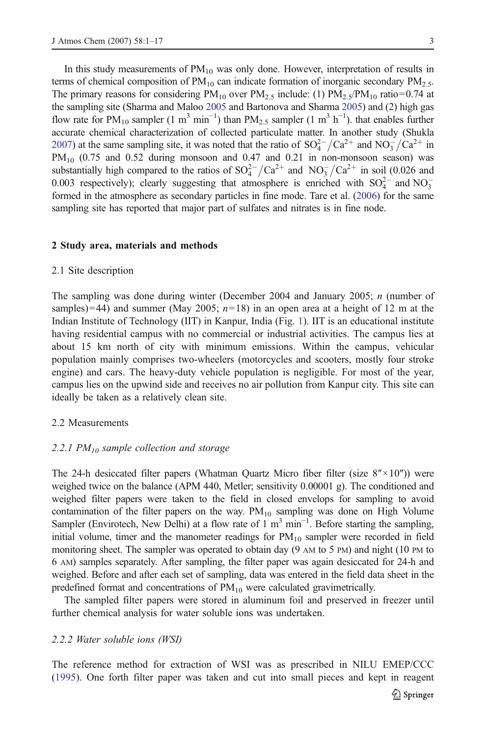In this study measurements of $PM_{10}$ was only done. However, interpretation of results in terms of chemical composition of $PM_{10}$ can indicate formation of inorganic secondary $PM_{2.5}$. The primary reasons for considering $PM_{10}$ over $PM_{2.5}$ include: (1) $PM_{2.5}/PM_{10}$ ratio=0.74 at the sampling site (Sharma and Maloo 2005 and Bartonova and Sharma 2005) and (2) high gas flow rate for $PM_{10}$ sampler (1 $m^3$ $min^{-1}$) than $PM_{2.5}$ sampler (1 $m^3$ $h^{-1}$). that enables further accurate chemical characterization of collected particulate matter. In another study (Shukla 2007) at the same sampling site, it was noted that the ratio of $SO_4^{2-}/Ca^{2+}$ and $NO_3^-/Ca^{2+}$ in $PM_{10}$ (0.75 and 0.52 during monsoon and 0.47 and 0.21 in non-monsoon season) was substantially high compared to the ratios of $SO_4^{2-}/Ca^{2+}$ and $NO_3^-/Ca^{2+}$ in soil (0.026 and 0.003 respectively); clearly suggesting that atmosphere is enriched with $SO_4^{2-}$ and $NO_3^-$ formed in the atmosphere as secondary particles in fine mode. Tare et al. (2006) for the same sampling site has reported that major part of sulfates and nitrates is in fine node.

## 2 Study area, materials and methods

### 2.1 Site description

The sampling was done during winter (December 2004 and January 2005; $n$ (number of samples)=44) and summer (May 2005; $n$=18) in an open area at a height of 12 m at the Indian Institute of Technology (IIT) in Kanpur, India (Fig. 1). IIT is an educational institute having residential campus with no commercial or industrial activities. The campus lies at about 15 km north of city with minimum emissions. Within the campus, vehicular population mainly comprises two-wheelers (motorcycles and scooters, mostly four stroke engine) and cars. The heavy-duty vehicle population is negligible. For most of the year, campus lies on the upwind side and receives no air pollution from Kanpur city. This site can ideally be taken as a relatively clean site.

### 2.2 Measurements

#### *2.2.1 $PM_{10}$ sample collection and storage*

The 24-h desiccated filter papers (Whatman Quartz Micro fiber filter (size 8″×10″)) were weighed twice on the balance (APM 440, Metler; sensitivity 0.00001 g). The conditioned and weighed filter papers were taken to the field in closed envelops for sampling to avoid contamination of the filter papers on the way. $PM_{10}$ sampling was done on High Volume Sampler (Envirotech, New Delhi) at a flow rate of 1 $m^3$ $min^{-1}$. Before starting the sampling, initial volume, timer and the manometer readings for $PM_{10}$ sampler were recorded in field monitoring sheet. The sampler was operated to obtain day (9 AM to 5 PM) and night (10 PM to 6 AM) samples separately. After sampling, the filter paper was again desiccated for 24-h and weighed. Before and after each set of sampling, data was entered in the field data sheet in the predefined format and concentrations of $PM_{10}$ were calculated gravimetrically.

The sampled filter papers were stored in aluminum foil and preserved in freezer until further chemical analysis for water soluble ions was undertaken.

#### *2.2.2 Water soluble ions (WSI)*

The reference method for extraction of WSI was as prescribed in NILU EMEP/CCC (1995). One forth filter paper was taken and cut into small pieces and kept in reagent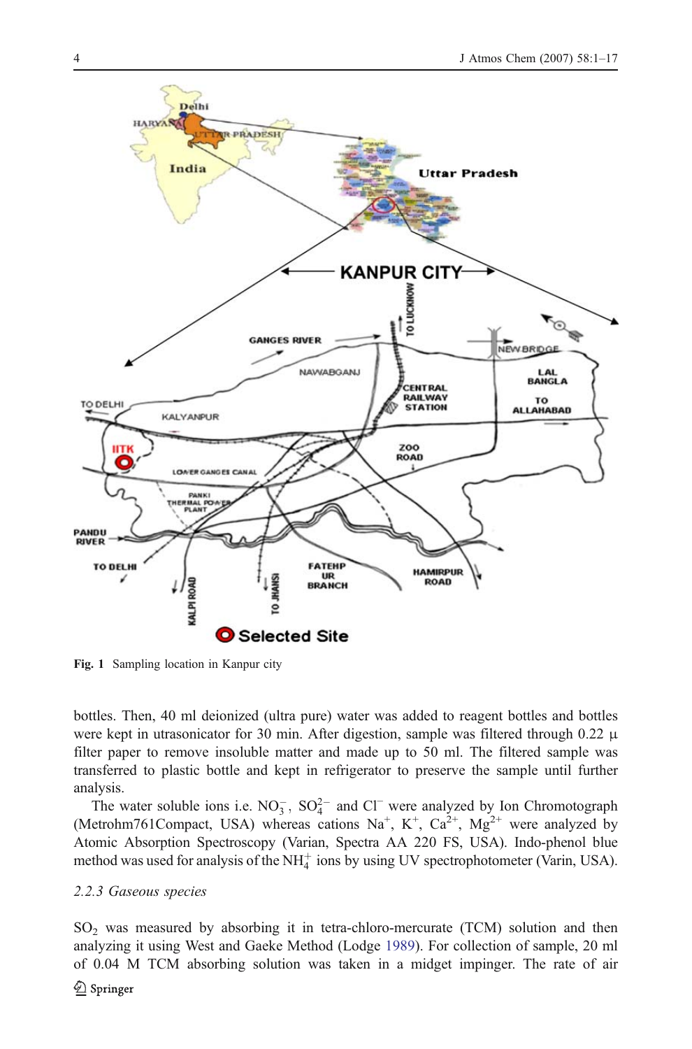Fig. 1 Sampling location in Kanpur city

bottles. Then, 40 ml deionized (ultra pure) water was added to reagent bottles and bottles were kept in utrasonicator for 30 min. After digestion, sample was filtered through 0.22 μ filter paper to remove insoluble matter and made up to 50 ml. The filtered sample was transferred to plastic bottle and kept in refrigerator to preserve the sample until further analysis.

The water soluble ions i.e. $NO_3^-$, $SO_4^{2-}$ and $Cl^-$ were analyzed by Ion Chromotograph (Metrohm761Compact, USA) whereas cations $Na^+$, $K^+$, $Ca^{2+}$, $Mg^{2+}$ were analyzed by Atomic Absorption Spectroscopy (Varian, Spectra AA 220 FS, USA). Indo-phenol blue method was used for analysis of the $NH_4^+$ ions by using UV spectrophotometer (Varin, USA).

*2.2.3 Gaseous species*

$SO_2$ was measured by absorbing it in tetra-chloro-mercurate (TCM) solution and then analyzing it using West and Gaeke Method (Lodge 1989). For collection of sample, 20 ml of 0.04 M TCM absorbing solution was taken in a midget impinger. The rate of air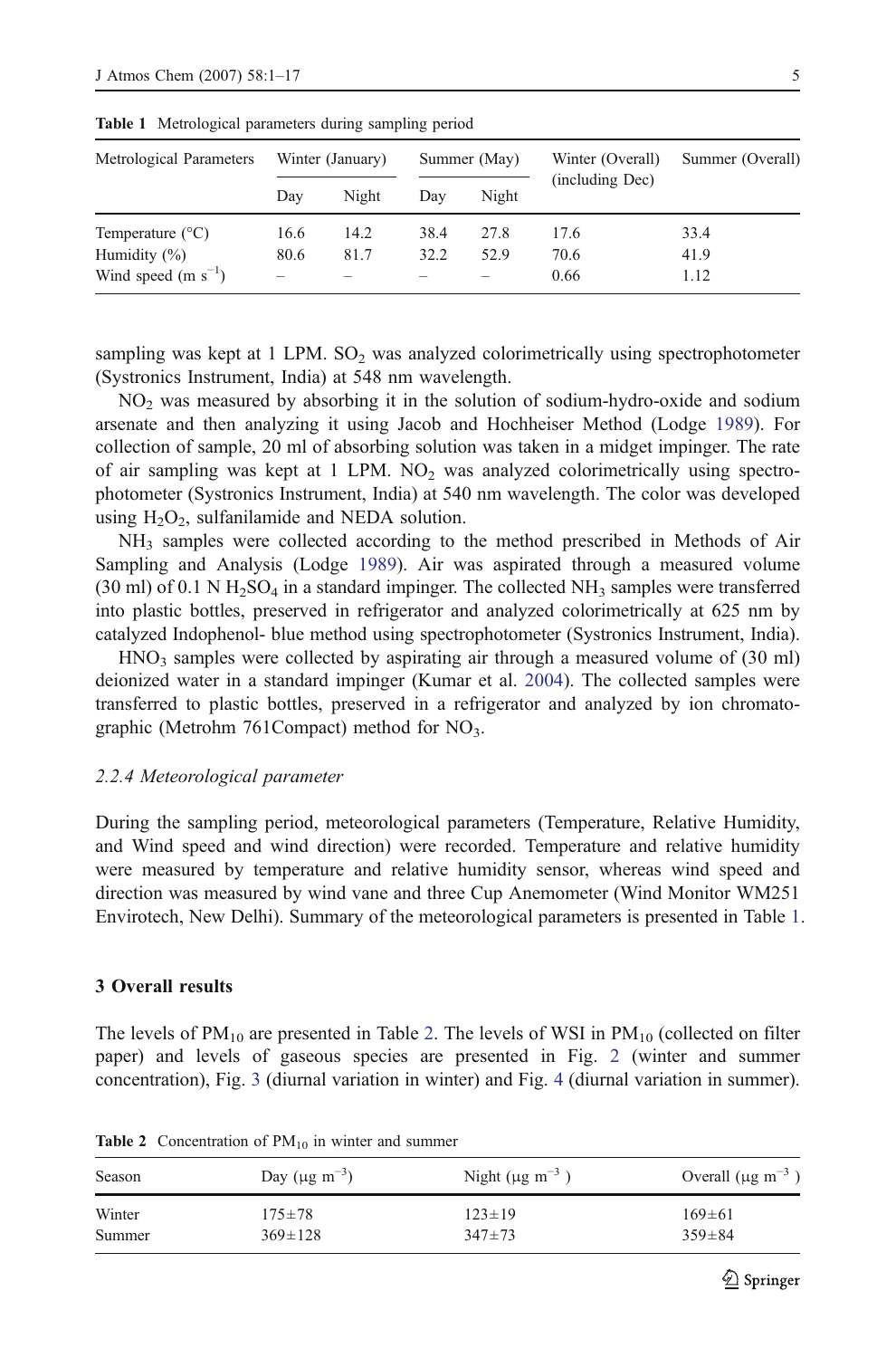**Table 1** Metrological parameters during sampling period

| Metrological Parameters | Winter (January) | | Summer (May) | | Winter (Overall) (including Dec) | Summer (Overall) |
|---|---|---|---|---|---|---|
| | Day | Night | Day | Night | | |
| Temperature (°C) | 16.6 | 14.2 | 38.4 | 27.8 | 17.6 | 33.4 |
| Humidity (%) | 80.6 | 81.7 | 32.2 | 52.9 | 70.6 | 41.9 |
| Wind speed (m $s^{-1}$) | – | – | – | – | 0.66 | 1.12 |

sampling was kept at 1 LPM. $SO_2$ was analyzed colorimetrically using spectrophotometer (Systronics Instrument, India) at 548 nm wavelength.

$NO_2$ was measured by absorbing it in the solution of sodium-hydro-oxide and sodium arsenate and then analyzing it using Jacob and Hochheiser Method (Lodge 1989). For collection of sample, 20 ml of absorbing solution was taken in a midget impinger. The rate of air sampling was kept at 1 LPM. $NO_2$ was analyzed colorimetrically using spectrophotometer (Systronics Instrument, India) at 540 nm wavelength. The color was developed using $H_2O_2$, sulfanilamide and NEDA solution.

$NH_3$ samples were collected according to the method prescribed in Methods of Air Sampling and Analysis (Lodge 1989). Air was aspirated through a measured volume (30 ml) of 0.1 N $H_2SO_4$ in a standard impinger. The collected $NH_3$ samples were transferred into plastic bottles, preserved in refrigerator and analyzed colorimetrically at 625 nm by catalyzed Indophenol- blue method using spectrophotometer (Systronics Instrument, India).

$HNO_3$ samples were collected by aspirating air through a measured volume of (30 ml) deionized water in a standard impinger (Kumar et al. 2004). The collected samples were transferred to plastic bottles, preserved in a refrigerator and analyzed by ion chromatographic (Metrohm 761Compact) method for $NO_3$.

#### 2.2.4 Meteorological parameter

During the sampling period, meteorological parameters (Temperature, Relative Humidity, and Wind speed and wind direction) were recorded. Temperature and relative humidity were measured by temperature and relative humidity sensor, whereas wind speed and direction was measured by wind vane and three Cup Anemometer (Wind Monitor WM251 Envirotech, New Delhi). Summary of the meteorological parameters is presented in Table 1.

## 3 Overall results

The levels of $PM_{10}$ are presented in Table 2. The levels of WSI in $PM_{10}$ (collected on filter paper) and levels of gaseous species are presented in Fig. 2 (winter and summer concentration), Fig. 3 (diurnal variation in winter) and Fig. 4 (diurnal variation in summer).

**Table 2** Concentration of $PM_{10}$ in winter and summer

| Season | Day (μg $m^{-3}$) | Night (μg $m^{-3}$ ) | Overall (μg $m^{-3}$ ) |
|---|---|---|---|
| Winter | 175±78 | 123±19 | 169±61 |
| Summer | 369±128 | 347±73 | 359±84 |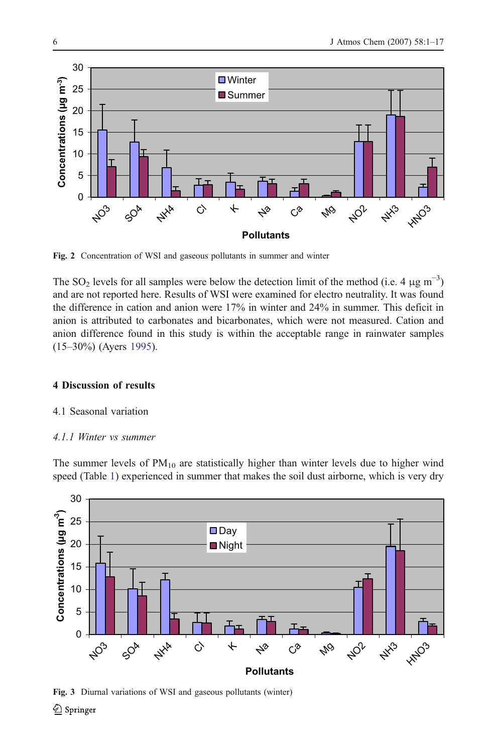Fig. 2 Concentration of WSI and gaseous pollutants in summer and winter

The $SO_2$ levels for all samples were below the detection limit of the method (i.e. 4 μg $m^{-3}$) and are not reported here. Results of WSI were examined for electro neutrality. It was found the difference in cation and anion were 17% in winter and 24% in summer. This deficit in anion is attributed to carbonates and bicarbonates, which were not measured. Cation and anion difference found in this study is within the acceptable range in rainwater samples (15–30%) (Ayers 1995).

## 4 Discussion of results

### 4.1 Seasonal variation

#### *4.1.1 Winter vs summer*

The summer levels of $PM_{10}$ are statistically higher than winter levels due to higher wind speed (Table 1) experienced in summer that makes the soil dust airborne, which is very dry

Fig. 3 Diurnal variations of WSI and gaseous pollutants (winter)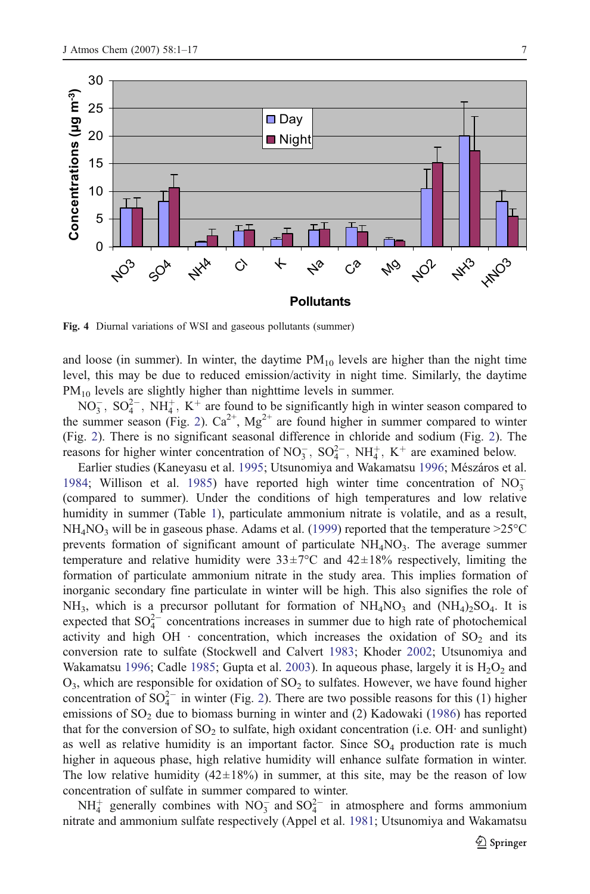Fig. 4 Diurnal variations of WSI and gaseous pollutants (summer)

and loose (in summer). In winter, the daytime $PM_{10}$ levels are higher than the night time level, this may be due to reduced emission/activity in night time. Similarly, the daytime $PM_{10}$ levels are slightly higher than nighttime levels in summer.

$NO_3^-$, $SO_4^{2-}$, $NH_4^+$, $K^+$ are found to be significantly high in winter season compared to the summer season (Fig. 2). $Ca^{2+}$, $Mg^{2+}$ are found higher in summer compared to winter (Fig. 2). There is no significant seasonal difference in chloride and sodium (Fig. 2). The reasons for higher winter concentration of $NO_3^-$, $SO_4^{2-}$, $NH_4^+$, $K^+$ are examined below.

Earlier studies (Kaneyasu et al. 1995; Utsunomiya and Wakamatsu 1996; Mészáros et al. 1984; Willison et al. 1985) have reported high winter time concentration of $NO_3^-$ (compared to summer). Under the conditions of high temperatures and low relative humidity in summer (Table 1), particulate ammonium nitrate is volatile, and as a result, $NH_4NO_3$ will be in gaseous phase. Adams et al. (1999) reported that the temperature >25°C prevents formation of significant amount of particulate $NH_4NO_3$. The average summer temperature and relative humidity were 33±7°C and 42±18% respectively, limiting the formation of particulate ammonium nitrate in the study area. This implies formation of inorganic secondary fine particulate in winter will be high. This also signifies the role of $NH_3$, which is a precursor pollutant for formation of $NH_4NO_3$ and $(NH_4)_2SO_4$. It is expected that $SO_4^{2-}$ concentrations increases in summer due to high rate of photochemical activity and high OH · concentration, which increases the oxidation of $SO_2$ and its conversion rate to sulfate (Stockwell and Calvert 1983; Khoder 2002; Utsunomiya and Wakamatsu 1996; Cadle 1985; Gupta et al. 2003). In aqueous phase, largely it is $H_2O_2$ and $O_3$, which are responsible for oxidation of $SO_2$ to sulfates. However, we have found higher concentration of $SO_4^{2-}$ in winter (Fig. 2). There are two possible reasons for this (1) higher emissions of $SO_2$ due to biomass burning in winter and (2) Kadowaki (1986) has reported that for the conversion of $SO_2$ to sulfate, high oxidant concentration (i.e. OH· and sunlight) as well as relative humidity is an important factor. Since $SO_4$ production rate is much higher in aqueous phase, high relative humidity will enhance sulfate formation in winter. The low relative humidity (42±18%) in summer, at this site, may be the reason of low concentration of sulfate in summer compared to winter.

$NH_4^+$ generally combines with $NO_3^-$ and $SO_4^{2-}$ in atmosphere and forms ammonium nitrate and ammonium sulfate respectively (Appel et al. 1981; Utsunomiya and Wakamatsu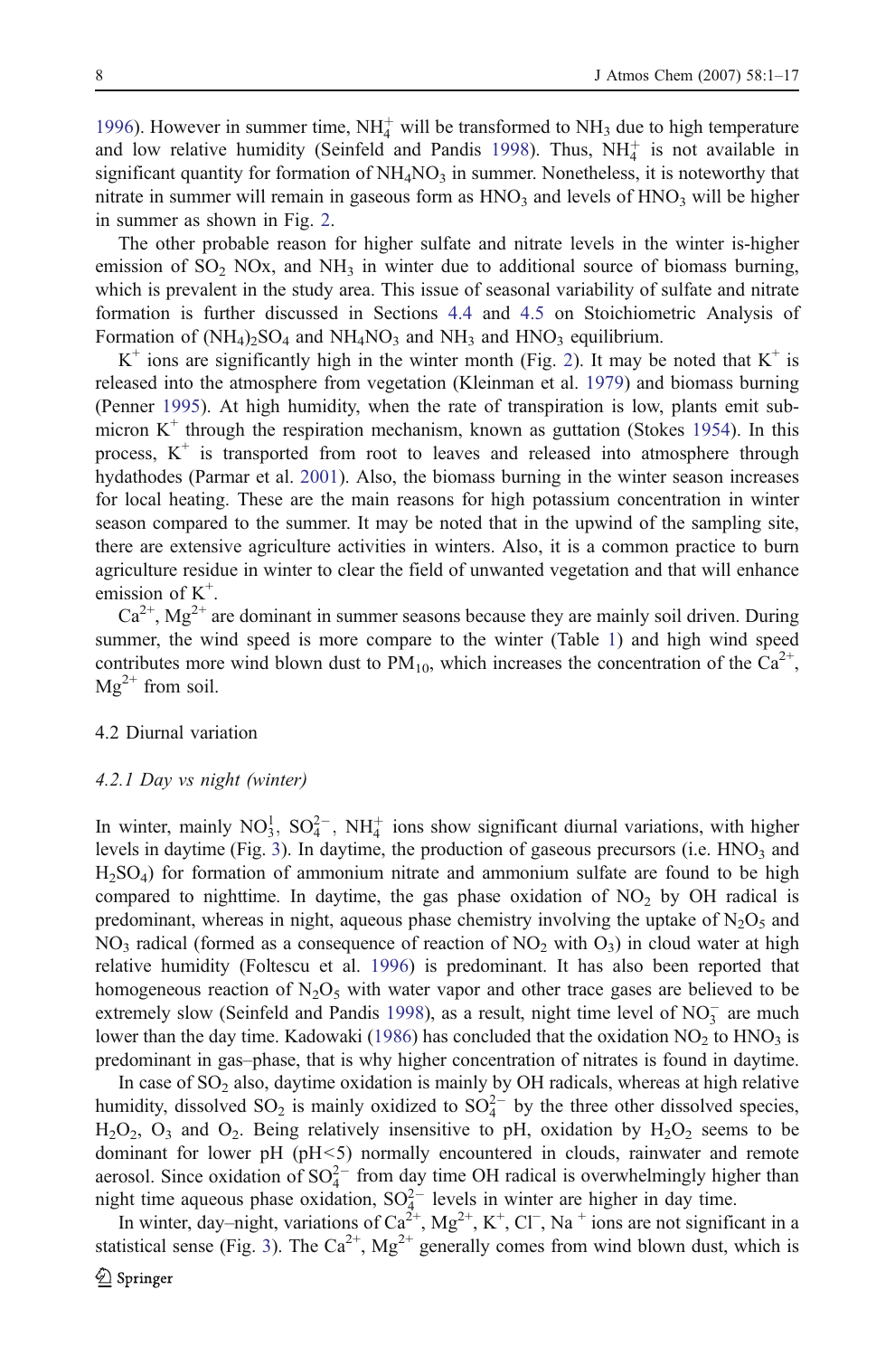1996). However in summer time, $NH_4^+$ will be transformed to $NH_3$ due to high temperature and low relative humidity (Seinfeld and Pandis 1998). Thus, $NH_4^+$ is not available in significant quantity for formation of $NH_4NO_3$ in summer. Nonetheless, it is noteworthy that nitrate in summer will remain in gaseous form as $HNO_3$ and levels of $HNO_3$ will be higher in summer as shown in Fig. 2.

The other probable reason for higher sulfate and nitrate levels in the winter is-higher emission of $SO_2$ NOx, and $NH_3$ in winter due to additional source of biomass burning, which is prevalent in the study area. This issue of seasonal variability of sulfate and nitrate formation is further discussed in Sections 4.4 and 4.5 on Stoichiometric Analysis of Formation of $(NH_4)_2SO_4$ and $NH_4NO_3$ and $NH_3$ and $HNO_3$ equilibrium.

$K^+$ ions are significantly high in the winter month (Fig. 2). It may be noted that $K^+$ is released into the atmosphere from vegetation (Kleinman et al. 1979) and biomass burning (Penner 1995). At high humidity, when the rate of transpiration is low, plants emit sub-micron $K^+$ through the respiration mechanism, known as guttation (Stokes 1954). In this process, $K^+$ is transported from root to leaves and released into atmosphere through hydathodes (Parmar et al. 2001). Also, the biomass burning in the winter season increases for local heating. These are the main reasons for high potassium concentration in winter season compared to the summer. It may be noted that in the upwind of the sampling site, there are extensive agriculture activities in winters. Also, it is a common practice to burn agriculture residue in winter to clear the field of unwanted vegetation and that will enhance emission of $K^+$.

$Ca^{2+}$, $Mg^{2+}$ are dominant in summer seasons because they are mainly soil driven. During summer, the wind speed is more compare to the winter (Table 1) and high wind speed contributes more wind blown dust to $PM_{10}$, which increases the concentration of the $Ca^{2+}$, $Mg^{2+}$ from soil.

### 4.2 Diurnal variation

#### *4.2.1 Day vs night (winter)*

In winter, mainly $NO_3^1$, $SO_4^{2-}$, $NH_4^+$ ions show significant diurnal variations, with higher levels in daytime (Fig. 3). In daytime, the production of gaseous precursors (i.e. $HNO_3$ and $H_2SO_4$) for formation of ammonium nitrate and ammonium sulfate are found to be high compared to nighttime. In daytime, the gas phase oxidation of $NO_2$ by OH radical is predominant, whereas in night, aqueous phase chemistry involving the uptake of $N_2O_5$ and $NO_3$ radical (formed as a consequence of reaction of $NO_2$ with $O_3$) in cloud water at high relative humidity (Foltescu et al. 1996) is predominant. It has also been reported that homogeneous reaction of $N_2O_5$ with water vapor and other trace gases are believed to be extremely slow (Seinfeld and Pandis 1998), as a result, night time level of $NO_3^-$ are much lower than the day time. Kadowaki (1986) has concluded that the oxidation $NO_2$ to $HNO_3$ is predominant in gas–phase, that is why higher concentration of nitrates is found in daytime.

In case of $SO_2$ also, daytime oxidation is mainly by OH radicals, whereas at high relative humidity, dissolved $SO_2$ is mainly oxidized to $SO_4^{2-}$ by the three other dissolved species, $H_2O_2$, $O_3$ and $O_2$. Being relatively insensitive to pH, oxidation by $H_2O_2$ seems to be dominant for lower pH (pH<5) normally encountered in clouds, rainwater and remote aerosol. Since oxidation of $SO_4^{2-}$ from day time OH radical is overwhelmingly higher than night time aqueous phase oxidation, $SO_4^{2-}$ levels in winter are higher in day time.

In winter, day–night, variations of $Ca^{2+}$, $Mg^{2+}$, $K^+$, $Cl^-$, $Na^+$ ions are not significant in a statistical sense (Fig. 3). The $Ca^{2+}$, $Mg^{2+}$ generally comes from wind blown dust, which is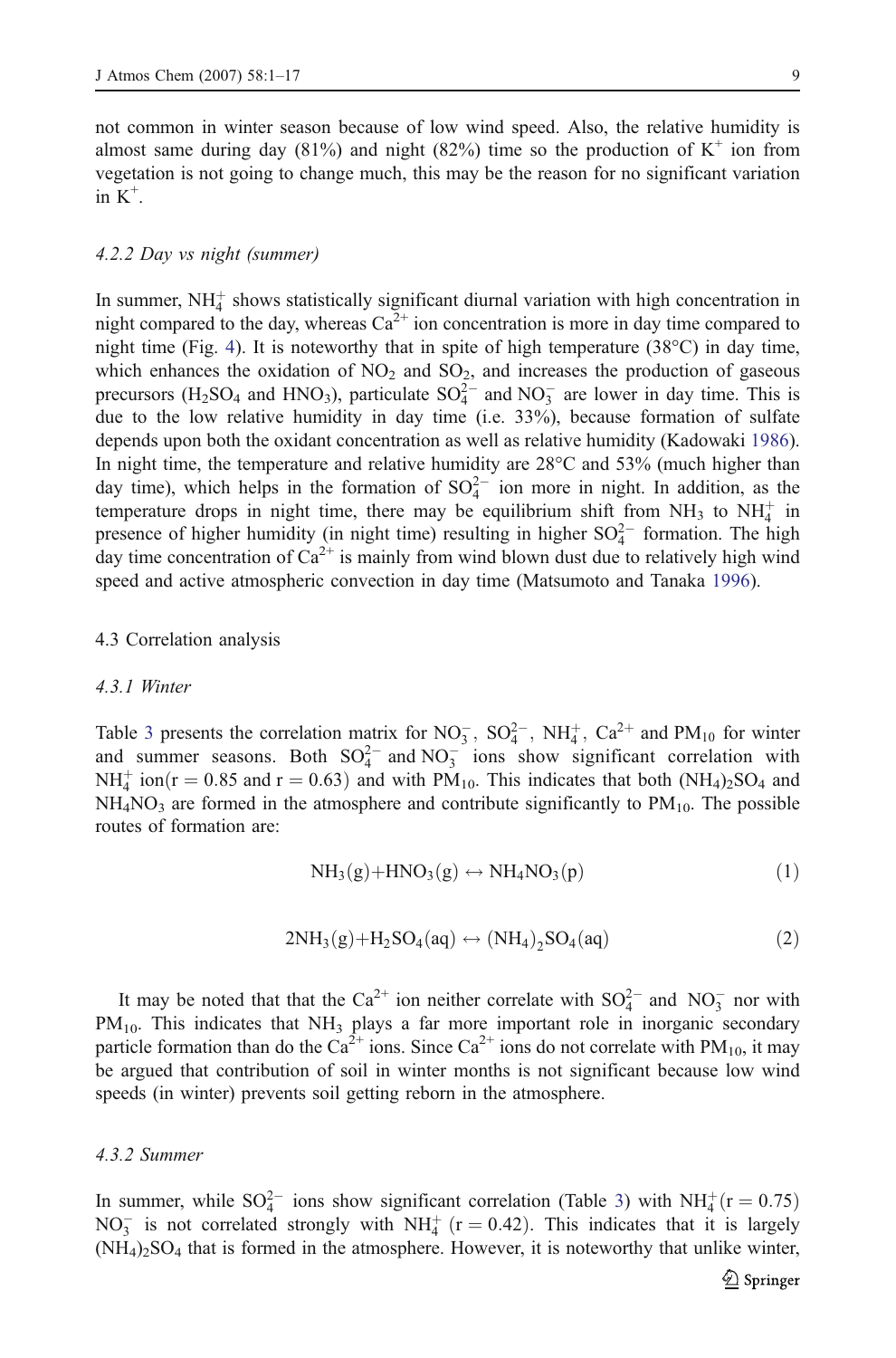not common in winter season because of low wind speed. Also, the relative humidity is almost same during day (81%) and night (82%) time so the production of $K^+$ ion from vegetation is not going to change much, this may be the reason for no significant variation in $K^+$.

#### 4.2.2 Day vs night (summer)

In summer, $NH_4^+$ shows statistically significant diurnal variation with high concentration in night compared to the day, whereas $Ca^{2+}$ ion concentration is more in day time compared to night time (Fig. 4). It is noteworthy that in spite of high temperature (38°C) in day time, which enhances the oxidation of $NO_2$ and $SO_2$, and increases the production of gaseous precursors ($H_2SO_4$ and $HNO_3$), particulate $SO_4^{2-}$ and $NO_3^-$ are lower in day time. This is due to the low relative humidity in day time (i.e. 33%), because formation of sulfate depends upon both the oxidant concentration as well as relative humidity (Kadowaki 1986). In night time, the temperature and relative humidity are 28°C and 53% (much higher than day time), which helps in the formation of $SO_4^{2-}$ ion more in night. In addition, as the temperature drops in night time, there may be equilibrium shift from $NH_3$ to $NH_4^+$ in presence of higher humidity (in night time) resulting in higher $SO_4^{2-}$ formation. The high day time concentration of $Ca^{2+}$ is mainly from wind blown dust due to relatively high wind speed and active atmospheric convection in day time (Matsumoto and Tanaka 1996).

### 4.3 Correlation analysis

#### 4.3.1 Winter

Table 3 presents the correlation matrix for $NO_3^-$, $SO_4^{2-}$, $NH_4^+$, $Ca^{2+}$ and $PM_{10}$ for winter and summer seasons. Both $SO_4^{2-}$ and $NO_3^-$ ions show significant correlation with $NH_4^+$ ion($r = 0.85$ and $r = 0.63$) and with $PM_{10}$. This indicates that both $(NH_4)_2SO_4$ and $NH_4NO_3$ are formed in the atmosphere and contribute significantly to $PM_{10}$. The possible routes of formation are:

$$NH_3(g) + HNO_3(g) \leftrightarrow NH_4NO_3(p) \tag{1}$$

$$2NH_3(g) + H_2SO_4(aq) \leftrightarrow (NH_4)_2SO_4(aq) \tag{2}$$

It may be noted that that the $Ca^{2+}$ ion neither correlate with $SO_4^{2-}$ and $NO_3^-$ nor with $PM_{10}$. This indicates that $NH_3$ plays a far more important role in inorganic secondary particle formation than do the $Ca^{2+}$ ions. Since $Ca^{2+}$ ions do not correlate with $PM_{10}$, it may be argued that contribution of soil in winter months is not significant because low wind speeds (in winter) prevents soil getting reborn in the atmosphere.

#### 4.3.2 Summer

In summer, while $SO_4^{2-}$ ions show significant correlation (Table 3) with $NH_4^+$($r = 0.75$) $NO_3^-$ is not correlated strongly with $NH_4^+$ ($r = 0.42$). This indicates that it is largely $(NH_4)_2SO_4$ that is formed in the atmosphere. However, it is noteworthy that unlike winter,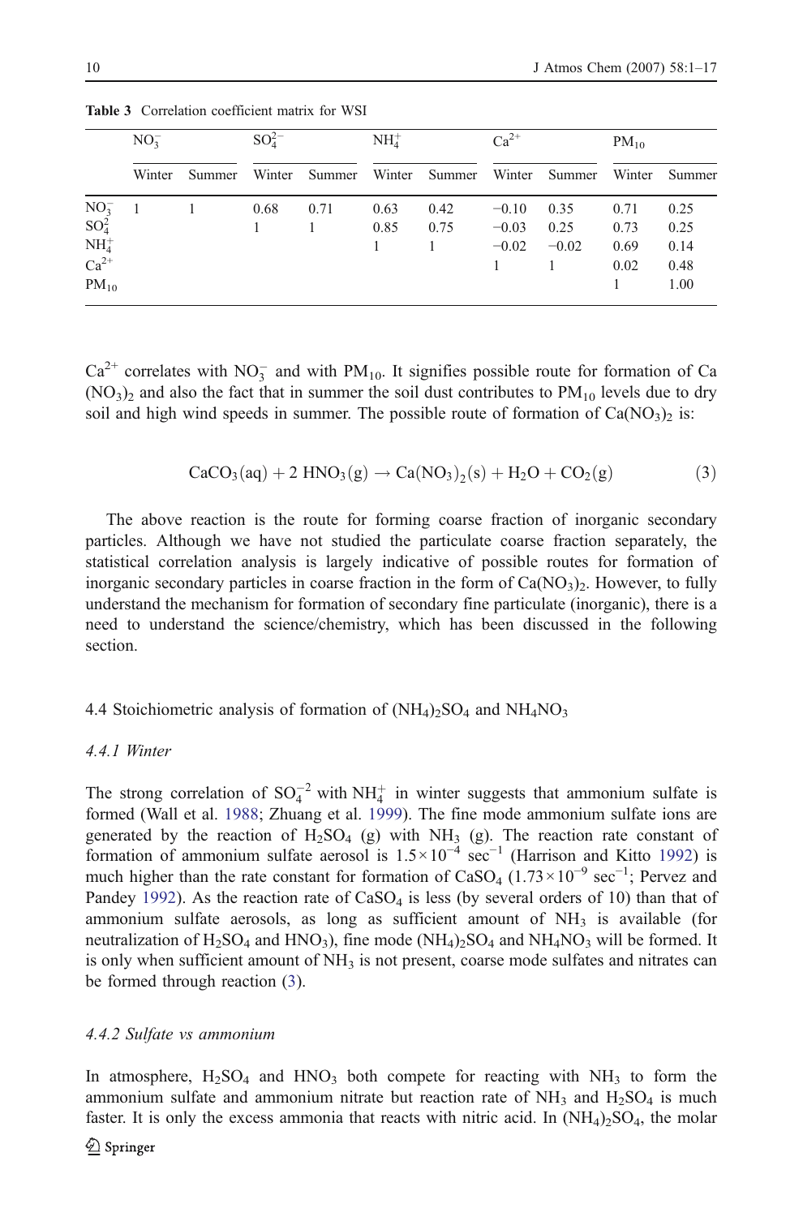Table 3 Correlation coefficient matrix for WSI

| | $NO_3^-$ | | $SO_4^{2-}$ | | $NH_4^+$ | | $Ca^{2+}$ | | $PM_{10}$ | |
|---|---|---|---|---|---|---|---|---|---|---|
| | Winter | Summer | Winter | Summer | Winter | Summer | Winter | Summer | Winter | Summer |
| $NO_3^-$ | 1 | 1 | 0.68 | 0.71 | 0.63 | 0.42 | −0.10 | 0.35 | 0.71 | 0.25 |
| $SO_4^{2}$ | | | 1 | 1 | 0.85 | 0.75 | −0.03 | 0.25 | 0.73 | 0.25 |
| $NH_4^+$ | | | | | 1 | 1 | −0.02 | −0.02 | 0.69 | 0.14 |
| $Ca^{2+}$ | | | | | | | 1 | 1 | 0.02 | 0.48 |
| $PM_{10}$ | | | | | | | | | 1 | 1.00 |

$Ca^{2+}$ correlates with $NO_3^-$ and with $PM_{10}$. It signifies possible route for formation of Ca $(NO_3)_2$ and also the fact that in summer the soil dust contributes to $PM_{10}$ levels due to dry soil and high wind speeds in summer. The possible route of formation of $Ca(NO_3)_2$ is:

$$CaCO_3(aq) + 2\ HNO_3(g) \rightarrow Ca(NO_3)_2(s) + H_2O + CO_2(g) \tag{3}$$

The above reaction is the route for forming coarse fraction of inorganic secondary particles. Although we have not studied the particulate coarse fraction separately, the statistical correlation analysis is largely indicative of possible routes for formation of inorganic secondary particles in coarse fraction in the form of $Ca(NO_3)_2$. However, to fully understand the mechanism for formation of secondary fine particulate (inorganic), there is a need to understand the science/chemistry, which has been discussed in the following section.

### 4.4 Stoichiometric analysis of formation of $(NH_4)_2SO_4$ and $NH_4NO_3$

#### *4.4.1 Winter*

The strong correlation of $SO_4^{-2}$ with $NH_4^+$ in winter suggests that ammonium sulfate is formed (Wall et al. 1988; Zhuang et al. 1999). The fine mode ammonium sulfate ions are generated by the reaction of $H_2SO_4$ (g) with $NH_3$ (g). The reaction rate constant of formation of ammonium sulfate aerosol is $1.5\times10^{-4}$ $sec^{-1}$ (Harrison and Kitto 1992) is much higher than the rate constant for formation of $CaSO_4$ ($1.73\times10^{-9}$ $sec^{-1}$; Pervez and Pandey 1992). As the reaction rate of $CaSO_4$ is less (by several orders of 10) than that of ammonium sulfate aerosols, as long as sufficient amount of $NH_3$ is available (for neutralization of $H_2SO_4$ and $HNO_3$), fine mode $(NH_4)_2SO_4$ and $NH_4NO_3$ will be formed. It is only when sufficient amount of $NH_3$ is not present, coarse mode sulfates and nitrates can be formed through reaction (3).

#### *4.4.2 Sulfate vs ammonium*

In atmosphere, $H_2SO_4$ and $HNO_3$ both compete for reacting with $NH_3$ to form the ammonium sulfate and ammonium nitrate but reaction rate of $NH_3$ and $H_2SO_4$ is much faster. It is only the excess ammonia that reacts with nitric acid. In $(NH_4)_2SO_4$, the molar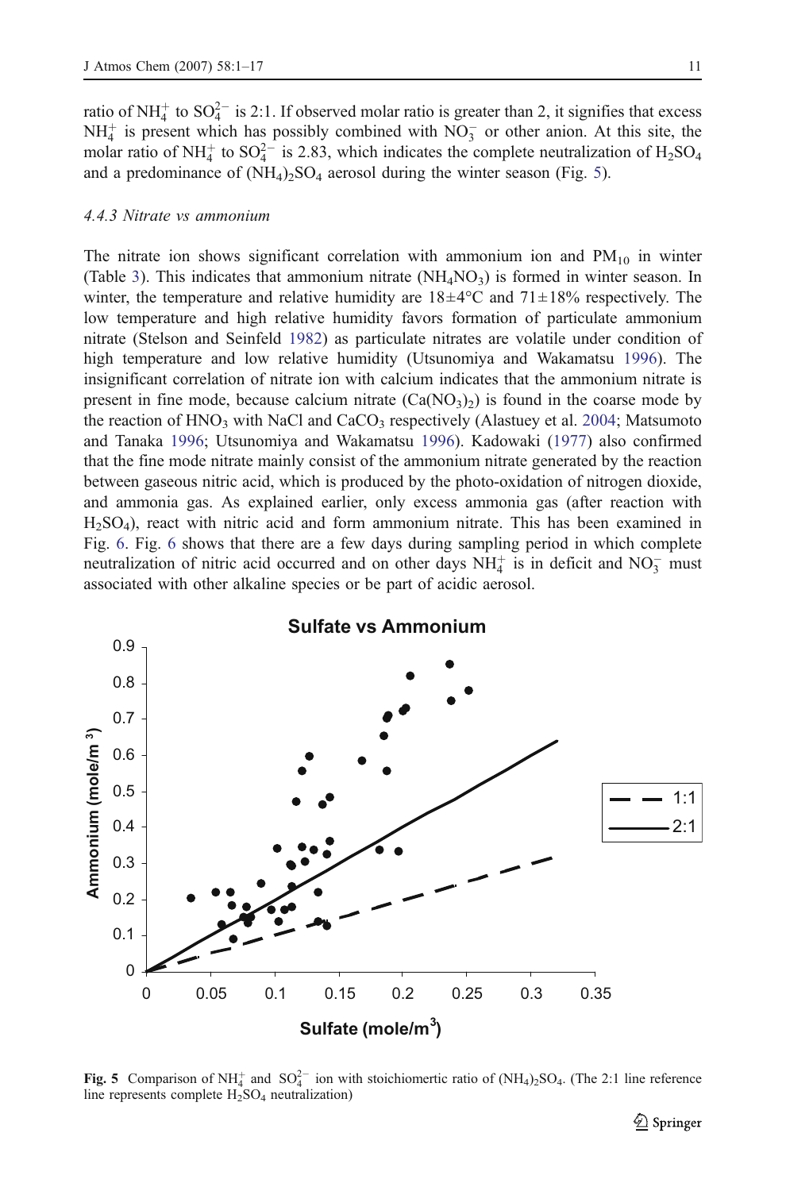ratio of $NH_4^+$ to $SO_4^{2-}$ is 2:1. If observed molar ratio is greater than 2, it signifies that excess $NH_4^+$ is present which has possibly combined with $NO_3^-$ or other anion. At this site, the molar ratio of $NH_4^+$ to $SO_4^{2-}$ is 2.83, which indicates the complete neutralization of $H_2SO_4$ and a predominance of $(NH_4)_2SO_4$ aerosol during the winter season (Fig. 5).

#### *4.4.3 Nitrate vs ammonium*

The nitrate ion shows significant correlation with ammonium ion and $PM_{10}$ in winter (Table 3). This indicates that ammonium nitrate ($NH_4NO_3$) is formed in winter season. In winter, the temperature and relative humidity are 18±4°C and 71±18% respectively. The low temperature and high relative humidity favors formation of particulate ammonium nitrate (Stelson and Seinfeld 1982) as particulate nitrates are volatile under condition of high temperature and low relative humidity (Utsunomiya and Wakamatsu 1996). The insignificant correlation of nitrate ion with calcium indicates that the ammonium nitrate is present in fine mode, because calcium nitrate ($Ca(NO_3)_2$) is found in the coarse mode by the reaction of $HNO_3$ with NaCl and $CaCO_3$ respectively (Alastuey et al. 2004; Matsumoto and Tanaka 1996; Utsunomiya and Wakamatsu 1996). Kadowaki (1977) also confirmed that the fine mode nitrate mainly consist of the ammonium nitrate generated by the reaction between gaseous nitric acid, which is produced by the photo-oxidation of nitrogen dioxide, and ammonia gas. As explained earlier, only excess ammonia gas (after reaction with $H_2SO_4$), react with nitric acid and form ammonium nitrate. This has been examined in Fig. 6. Fig. 6 shows that there are a few days during sampling period in which complete neutralization of nitric acid occurred and on other days $NH_4^+$ is in deficit and $NO_3^-$ must associated with other alkaline species or be part of acidic aerosol.

**Fig. 5** Comparison of $NH_4^+$ and $SO_4^{2-}$ ion with stoichiomertic ratio of $(NH_4)_2SO_4$. (The 2:1 line reference line represents complete $H_2SO_4$ neutralization)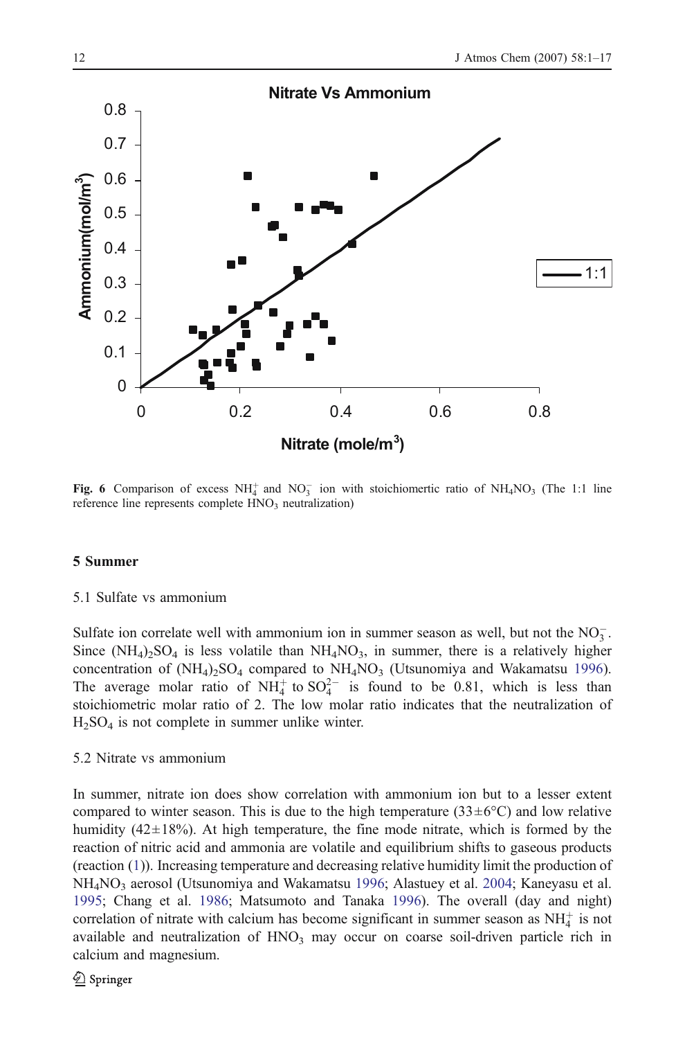**Fig. 6** Comparison of excess $NH_4^+$ and $NO_3^-$ ion with stoichiomertic ratio of $NH_4NO_3$ (The 1:1 line reference line represents complete $HNO_3$ neutralization)

## 5 Summer

### 5.1 Sulfate vs ammonium

Sulfate ion correlate well with ammonium ion in summer season as well, but not the $NO_3^-$. Since $(NH_4)_2SO_4$ is less volatile than $NH_4NO_3$, in summer, there is a relatively higher concentration of $(NH_4)_2SO_4$ compared to $NH_4NO_3$ (Utsunomiya and Wakamatsu 1996). The average molar ratio of $NH_4^+$ to $SO_4^{2-}$ is found to be 0.81, which is less than stoichiometric molar ratio of 2. The low molar ratio indicates that the neutralization of $H_2SO_4$ is not complete in summer unlike winter.

### 5.2 Nitrate vs ammonium

In summer, nitrate ion does show correlation with ammonium ion but to a lesser extent compared to winter season. This is due to the high temperature (33±6°C) and low relative humidity (42±18%). At high temperature, the fine mode nitrate, which is formed by the reaction of nitric acid and ammonia are volatile and equilibrium shifts to gaseous products (reaction (1)). Increasing temperature and decreasing relative humidity limit the production of $NH_4NO_3$ aerosol (Utsunomiya and Wakamatsu 1996; Alastuey et al. 2004; Kaneyasu et al. 1995; Chang et al. 1986; Matsumoto and Tanaka 1996). The overall (day and night) correlation of nitrate with calcium has become significant in summer season as $NH_4^+$ is not available and neutralization of $HNO_3$ may occur on coarse soil-driven particle rich in calcium and magnesium.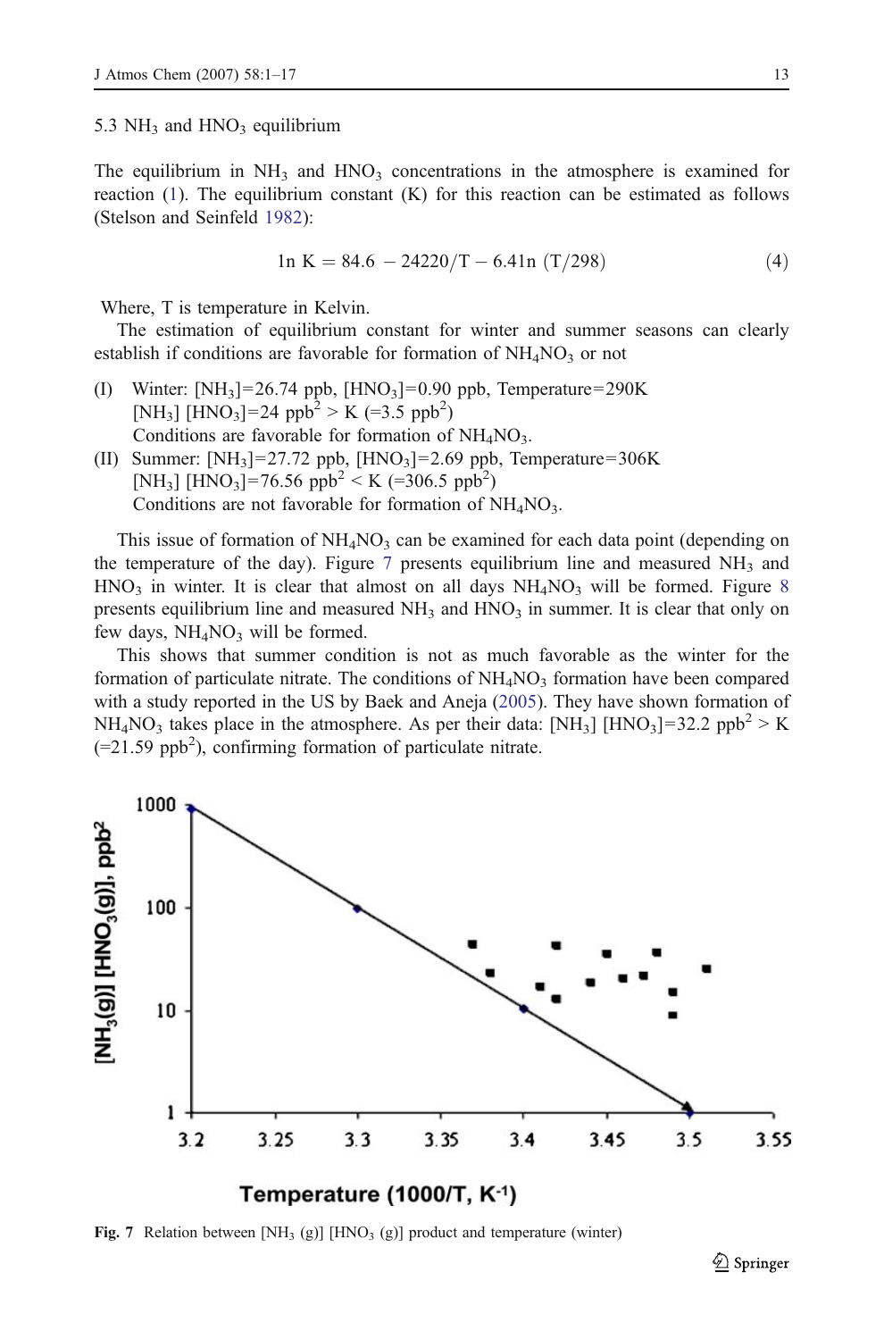5.3 $NH_3$ and $HNO_3$ equilibrium

The equilibrium in $NH_3$ and $HNO_3$ concentrations in the atmosphere is examined for reaction (1). The equilibrium constant (K) for this reaction can be estimated as follows (Stelson and Seinfeld 1982):

$$\ln K = 84.6 - 24220/T - 6.4\ln(T/298) \tag{4}$$

Where, T is temperature in Kelvin.

The estimation of equilibrium constant for winter and summer seasons can clearly establish if conditions are favorable for formation of $NH_4NO_3$ or not

(I) Winter: $[NH_3]$=26.74 ppb, $[HNO_3]$=0.90 ppb, Temperature=290K
$[NH_3]$ $[HNO_3]$=24 $ppb^2$ > K (=3.5 $ppb^2$)
Conditions are favorable for formation of $NH_4NO_3$.

(II) Summer: $[NH_3]$=27.72 ppb, $[HNO_3]$=2.69 ppb, Temperature=306K
$[NH_3]$ $[HNO_3]$=76.56 $ppb^2$ < K (=306.5 $ppb^2$)
Conditions are not favorable for formation of $NH_4NO_3$.

This issue of formation of $NH_4NO_3$ can be examined for each data point (depending on the temperature of the day). Figure 7 presents equilibrium line and measured $NH_3$ and $HNO_3$ in winter. It is clear that almost on all days $NH_4NO_3$ will be formed. Figure 8 presents equilibrium line and measured $NH_3$ and $HNO_3$ in summer. It is clear that only on few days, $NH_4NO_3$ will be formed.

This shows that summer condition is not as much favorable as the winter for the formation of particulate nitrate. The conditions of $NH_4NO_3$ formation have been compared with a study reported in the US by Baek and Aneja (2005). They have shown formation of $NH_4NO_3$ takes place in the atmosphere. As per their data: $[NH_3]$ $[HNO_3]$=32.2 $ppb^2$ > K (=21.59 $ppb^2$), confirming formation of particulate nitrate.

**Fig. 7** Relation between $[NH_3\ (g)]$ $[HNO_3\ (g)]$ product and temperature (winter)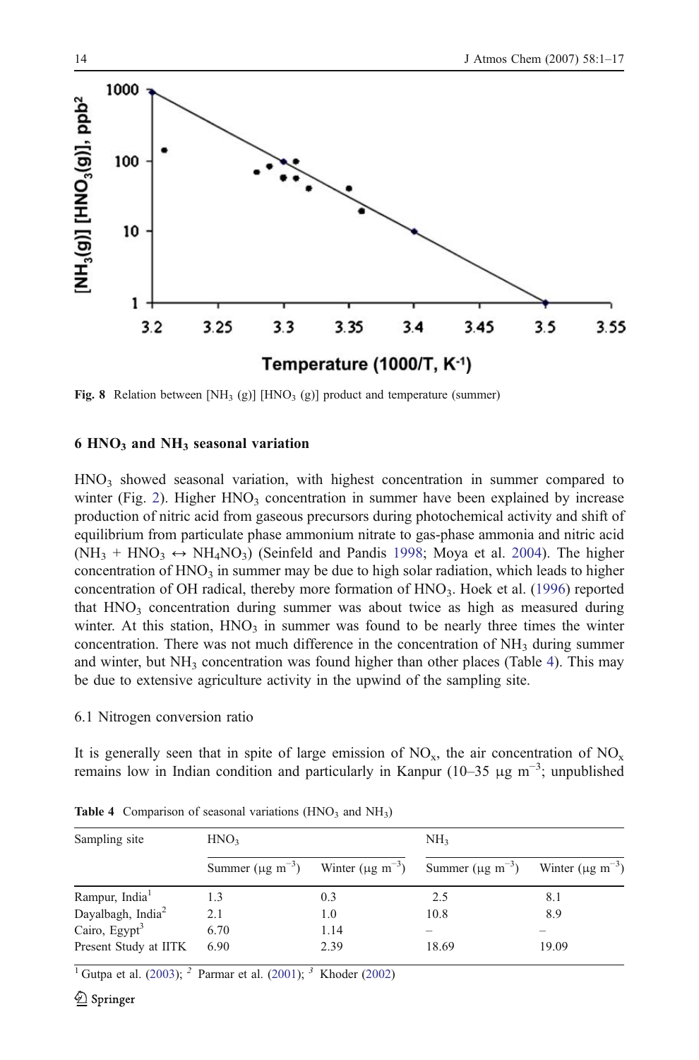Fig. 8 Relation between $[NH_3\ (g)]\ [HNO_3\ (g)]$ product and temperature (summer)

## 6 $HNO_3$ and $NH_3$ seasonal variation

$HNO_3$ showed seasonal variation, with highest concentration in summer compared to winter (Fig. 2). Higher $HNO_3$ concentration in summer have been explained by increase production of nitric acid from gaseous precursors during photochemical activity and shift of equilibrium from particulate phase ammonium nitrate to gas-phase ammonia and nitric acid ($NH_3 + HNO_3 \leftrightarrow NH_4NO_3$) (Seinfeld and Pandis 1998; Moya et al. 2004). The higher concentration of $HNO_3$ in summer may be due to high solar radiation, which leads to higher concentration of OH radical, thereby more formation of $HNO_3$. Hoek et al. (1996) reported that $HNO_3$ concentration during summer was about twice as high as measured during winter. At this station, $HNO_3$ in summer was found to be nearly three times the winter concentration. There was not much difference in the concentration of $NH_3$ during summer and winter, but $NH_3$ concentration was found higher than other places (Table 4). This may be due to extensive agriculture activity in the upwind of the sampling site.

### 6.1 Nitrogen conversion ratio

It is generally seen that in spite of large emission of $NO_x$, the air concentration of $NO_x$ remains low in Indian condition and particularly in Kanpur (10–35 μg $m^{-3}$; unpublished

**Table 4** Comparison of seasonal variations ($HNO_3$ and $NH_3$)

| Sampling site | $HNO_3$ | | $NH_3$ | |
|---|---|---|---|---|
| | Summer (μg $m^{-3}$) | Winter (μg $m^{-3}$) | Summer (μg $m^{-3}$) | Winter (μg $m^{-3}$) |
| Rampur, India[1] | 1.3 | 0.3 | 2.5 | 8.1 |
| Dayalbagh, India[2] | 2.1 | 1.0 | 10.8 | 8.9 |
| Cairo, Egypt[3] | 6.70 | 1.14 | – | – |
| Present Study at IITK | 6.90 | 2.39 | 18.69 | 19.09 |

[1] Gutpa et al. (2003); [2] Parmar et al. (2001); [3] Khoder (2002)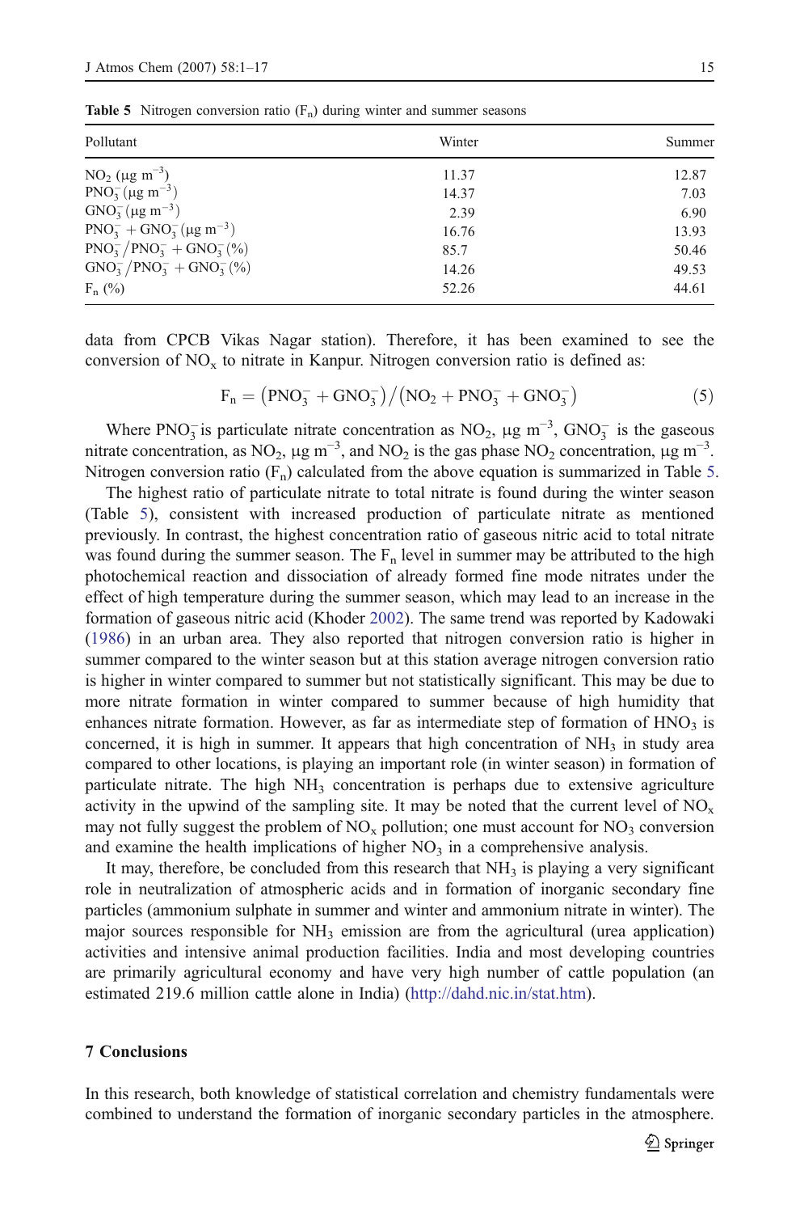**Table 5** Nitrogen conversion ratio ($F_n$) during winter and summer seasons

| Pollutant | Winter | Summer |
|---|---|---|
| $NO_2$ ($\mu g\ m^{-3}$) | 11.37 | 12.87 |
| $PNO_3^-$ ($\mu g\ m^{-3}$) | 14.37 | 7.03 |
| $GNO_3^-$ ($\mu g\ m^{-3}$) | 2.39 | 6.90 |
| $PNO_3^- + GNO_3^-$ ($\mu g\ m^{-3}$) | 16.76 | 13.93 |
| $PNO_3^-/PNO_3^- + GNO_3^-$ (%) | 85.7 | 50.46 |
| $GNO_3^-/PNO_3^- + GNO_3^-$ (%) | 14.26 | 49.53 |
| $F_n$ (%) | 52.26 | 44.61 |

data from CPCB Vikas Nagar station). Therefore, it has been examined to see the conversion of $NO_x$ to nitrate in Kanpur. Nitrogen conversion ratio is defined as:

$$F_n = \left(PNO_3^- + GNO_3^-\right) / \left(NO_2 + PNO_3^- + GNO_3^-\right) \tag{5}$$

Where $PNO_3^-$ is particulate nitrate concentration as $NO_2$, $\mu g\ m^{-3}$, $GNO_3^-$ is the gaseous nitrate concentration, as $NO_2$, $\mu g\ m^{-3}$, and $NO_2$ is the gas phase $NO_2$ concentration, $\mu g\ m^{-3}$. Nitrogen conversion ratio ($F_n$) calculated from the above equation is summarized in Table 5.

The highest ratio of particulate nitrate to total nitrate is found during the winter season (Table 5), consistent with increased production of particulate nitrate as mentioned previously. In contrast, the highest concentration ratio of gaseous nitric acid to total nitrate was found during the summer season. The $F_n$ level in summer may be attributed to the high photochemical reaction and dissociation of already formed fine mode nitrates under the effect of high temperature during the summer season, which may lead to an increase in the formation of gaseous nitric acid (Khoder 2002). The same trend was reported by Kadowaki (1986) in an urban area. They also reported that nitrogen conversion ratio is higher in summer compared to the winter season but at this station average nitrogen conversion ratio is higher in winter compared to summer but not statistically significant. This may be due to more nitrate formation in winter compared to summer because of high humidity that enhances nitrate formation. However, as far as intermediate step of formation of $HNO_3$ is concerned, it is high in summer. It appears that high concentration of $NH_3$ in study area compared to other locations, is playing an important role (in winter season) in formation of particulate nitrate. The high $NH_3$ concentration is perhaps due to extensive agriculture activity in the upwind of the sampling site. It may be noted that the current level of $NO_x$ may not fully suggest the problem of $NO_x$ pollution; one must account for $NO_3$ conversion and examine the health implications of higher $NO_3$ in a comprehensive analysis.

It may, therefore, be concluded from this research that $NH_3$ is playing a very significant role in neutralization of atmospheric acids and in formation of inorganic secondary fine particles (ammonium sulphate in summer and winter and ammonium nitrate in winter). The major sources responsible for $NH_3$ emission are from the agricultural (urea application) activities and intensive animal production facilities. India and most developing countries are primarily agricultural economy and have very high number of cattle population (an estimated 219.6 million cattle alone in India) (http://dahd.nic.in/stat.htm).

## 7 Conclusions

In this research, both knowledge of statistical correlation and chemistry fundamentals were combined to understand the formation of inorganic secondary particles in the atmosphere.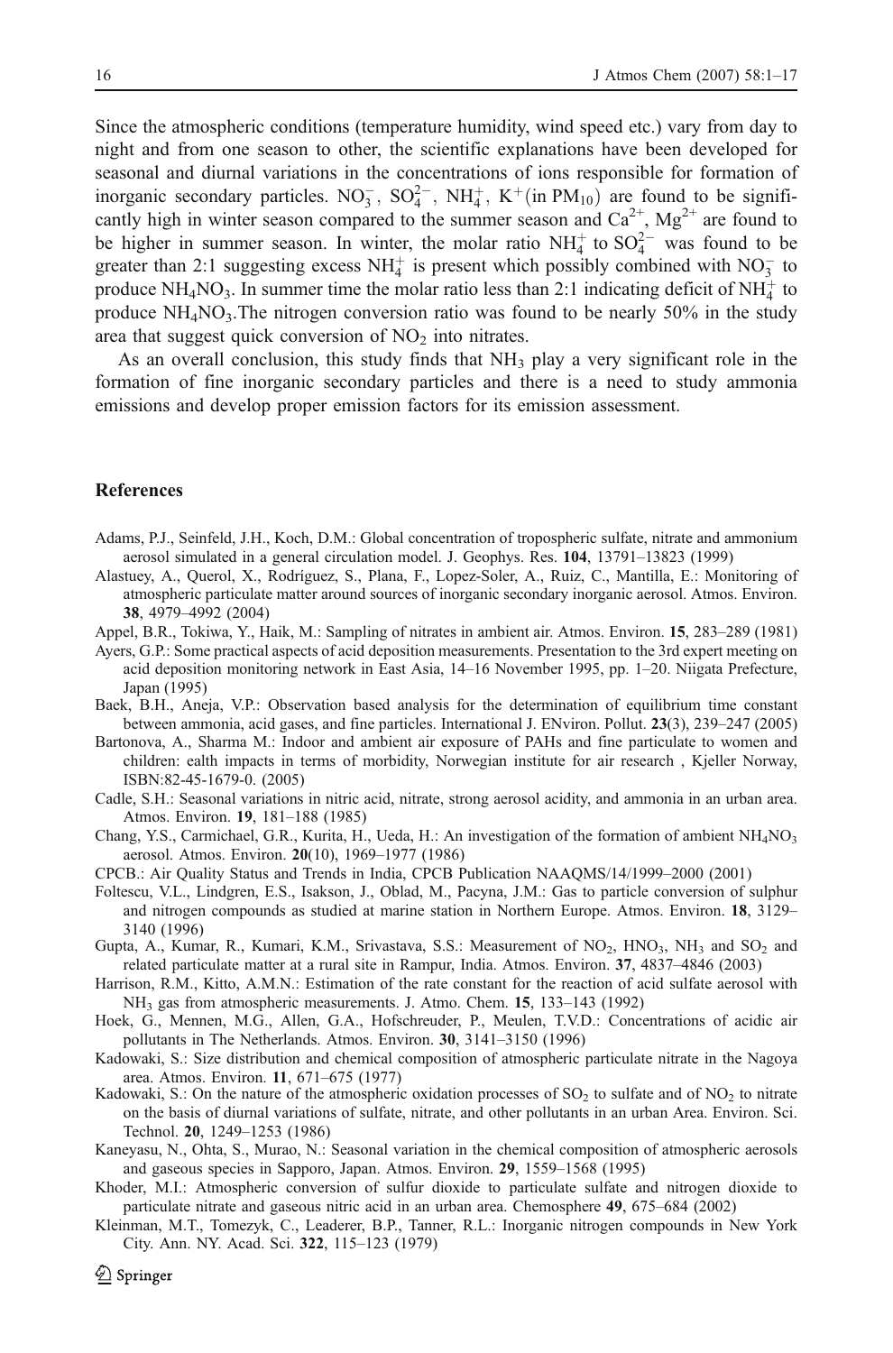Since the atmospheric conditions (temperature humidity, wind speed etc.) vary from day to night and from one season to other, the scientific explanations have been developed for seasonal and diurnal variations in the concentrations of ions responsible for formation of inorganic secondary particles. $NO_3^-$, $SO_4^{2-}$, $NH_4^+$, $K^+$(in $PM_{10}$) are found to be significantly high in winter season compared to the summer season and $Ca^{2+}$, $Mg^{2+}$ are found to be higher in summer season. In winter, the molar ratio $NH_4^+$ to $SO_4^{2-}$ was found to be greater than 2:1 suggesting excess $NH_4^+$ is present which possibly combined with $NO_3^-$ to produce $NH_4NO_3$. In summer time the molar ratio less than 2:1 indicating deficit of $NH_4^+$ to produce $NH_4NO_3$.The nitrogen conversion ratio was found to be nearly 50% in the study area that suggest quick conversion of $NO_2$ into nitrates.

As an overall conclusion, this study finds that $NH_3$ play a very significant role in the formation of fine inorganic secondary particles and there is a need to study ammonia emissions and develop proper emission factors for its emission assessment.

## References

Adams, P.J., Seinfeld, J.H., Koch, D.M.: Global concentration of tropospheric sulfate, nitrate and ammonium aerosol simulated in a general circulation model. J. Geophys. Res. **104**, 13791–13823 (1999)

Alastuey, A., Querol, X., Rodríguez, S., Plana, F., Lopez-Soler, A., Ruiz, C., Mantilla, E.: Monitoring of atmospheric particulate matter around sources of inorganic secondary inorganic aerosol. Atmos. Environ. **38**, 4979–4992 (2004)

Appel, B.R., Tokiwa, Y., Haik, M.: Sampling of nitrates in ambient air. Atmos. Environ. **15**, 283–289 (1981)

Ayers, G.P.: Some practical aspects of acid deposition measurements. Presentation to the 3rd expert meeting on acid deposition monitoring network in East Asia, 14–16 November 1995, pp. 1–20. Niigata Prefecture, Japan (1995)

Baek, B.H., Aneja, V.P.: Observation based analysis for the determination of equilibrium time constant between ammonia, acid gases, and fine particles. International J. ENviron. Pollut. **23**(3), 239–247 (2005)

Bartonova, A., Sharma M.: Indoor and ambient air exposure of PAHs and fine particulate to women and children: ealth impacts in terms of morbidity, Norwegian institute for air research , Kjeller Norway, ISBN:82-45-1679-0. (2005)

Cadle, S.H.: Seasonal variations in nitric acid, nitrate, strong aerosol acidity, and ammonia in an urban area. Atmos. Environ. **19**, 181–188 (1985)

Chang, Y.S., Carmichael, G.R., Kurita, H., Ueda, H.: An investigation of the formation of ambient $NH_4NO_3$ aerosol. Atmos. Environ. **20**(10), 1969–1977 (1986)

CPCB.: Air Quality Status and Trends in India, CPCB Publication NAAQMS/14/1999–2000 (2001)

Foltescu, V.L., Lindgren, E.S., Isakson, J., Oblad, M., Pacyna, J.M.: Gas to particle conversion of sulphur and nitrogen compounds as studied at marine station in Northern Europe. Atmos. Environ. **18**, 3129–3140 (1996)

Gupta, A., Kumar, R., Kumari, K.M., Srivastava, S.S.: Measurement of $NO_2$, $HNO_3$, $NH_3$ and $SO_2$ and related particulate matter at a rural site in Rampur, India. Atmos. Environ. **37**, 4837–4846 (2003)

Harrison, R.M., Kitto, A.M.N.: Estimation of the rate constant for the reaction of acid sulfate aerosol with $NH_3$ gas from atmospheric measurements. J. Atmo. Chem. **15**, 133–143 (1992)

Hoek, G., Mennen, M.G., Allen, G.A., Hofschreuder, P., Meulen, T.V.D.: Concentrations of acidic air pollutants in The Netherlands. Atmos. Environ. **30**, 3141–3150 (1996)

Kadowaki, S.: Size distribution and chemical composition of atmospheric particulate nitrate in the Nagoya area. Atmos. Environ. **11**, 671–675 (1977)

Kadowaki, S.: On the nature of the atmospheric oxidation processes of $SO_2$ to sulfate and of $NO_2$ to nitrate on the basis of diurnal variations of sulfate, nitrate, and other pollutants in an urban Area. Environ. Sci. Technol. **20**, 1249–1253 (1986)

Kaneyasu, N., Ohta, S., Murao, N.: Seasonal variation in the chemical composition of atmospheric aerosols and gaseous species in Sapporo, Japan. Atmos. Environ. **29**, 1559–1568 (1995)

Khoder, M.I.: Atmospheric conversion of sulfur dioxide to particulate sulfate and nitrogen dioxide to particulate nitrate and gaseous nitric acid in an urban area. Chemosphere **49**, 675–684 (2002)

Kleinman, M.T., Tomezyk, C., Leaderer, B.P., Tanner, R.L.: Inorganic nitrogen compounds in New York City. Ann. NY. Acad. Sci. **322**, 115–123 (1979)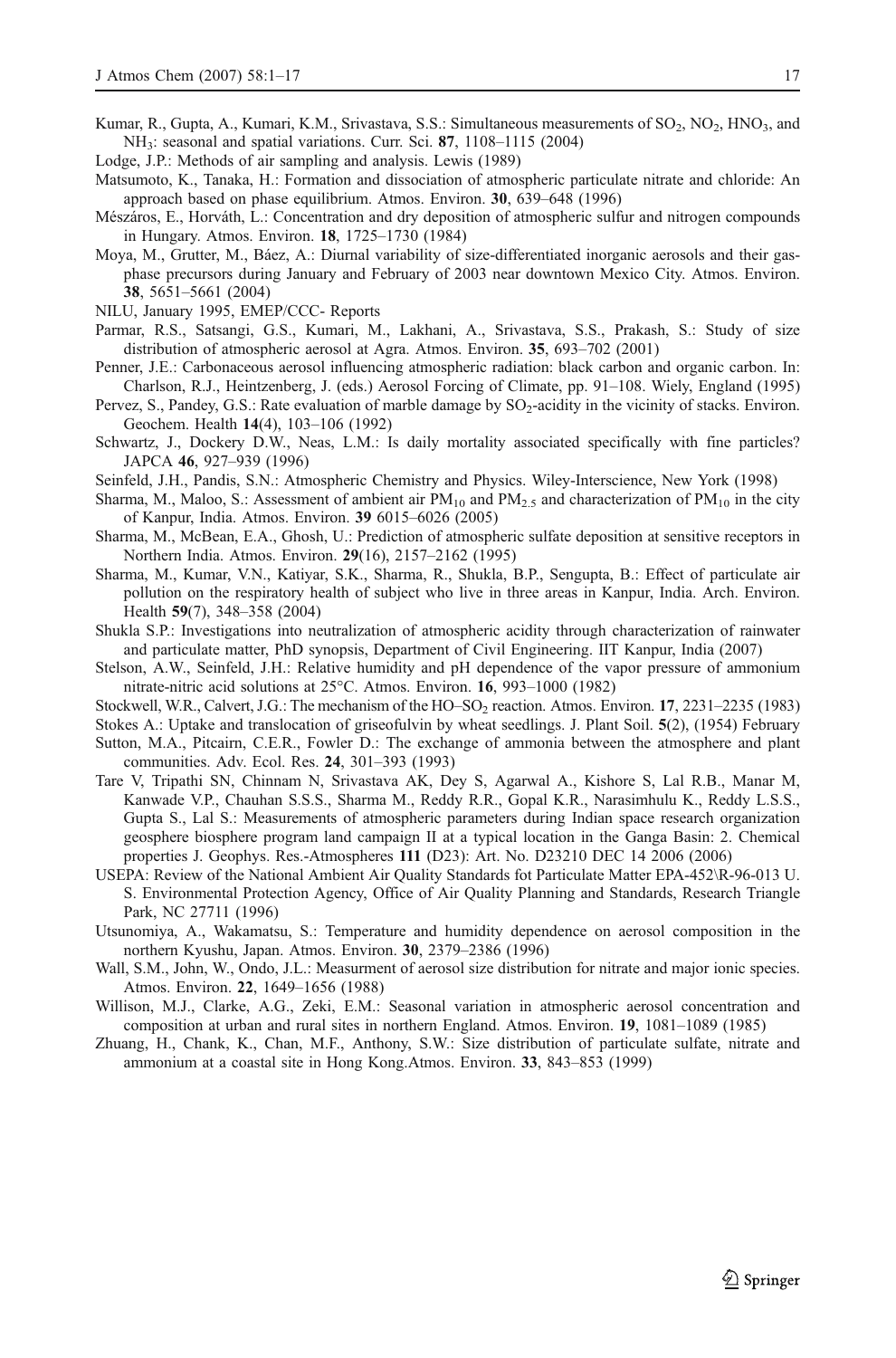Kumar, R., Gupta, A., Kumari, K.M., Srivastava, S.S.: Simultaneous measurements of $SO_2$, $NO_2$, $HNO_3$, and $NH_3$: seasonal and spatial variations. Curr. Sci. **87**, 1108–1115 (2004)

Lodge, J.P.: Methods of air sampling and analysis. Lewis (1989)

Matsumoto, K., Tanaka, H.: Formation and dissociation of atmospheric particulate nitrate and chloride: An approach based on phase equilibrium. Atmos. Environ. **30**, 639–648 (1996)

Mészáros, E., Horváth, L.: Concentration and dry deposition of atmospheric sulfur and nitrogen compounds in Hungary. Atmos. Environ. **18**, 1725–1730 (1984)

Moya, M., Grutter, M., Báez, A.: Diurnal variability of size-differentiated inorganic aerosols and their gas-phase precursors during January and February of 2003 near downtown Mexico City. Atmos. Environ. **38**, 5651–5661 (2004)

NILU, January 1995, EMEP/CCC- Reports

Parmar, R.S., Satsangi, G.S., Kumari, M., Lakhani, A., Srivastava, S.S., Prakash, S.: Study of size distribution of atmospheric aerosol at Agra. Atmos. Environ. **35**, 693–702 (2001)

Penner, J.E.: Carbonaceous aerosol influencing atmospheric radiation: black carbon and organic carbon. In: Charlson, R.J., Heintzenberg, J. (eds.) Aerosol Forcing of Climate, pp. 91–108. Wiely, England (1995)

Pervez, S., Pandey, G.S.: Rate evaluation of marble damage by $SO_2$-acidity in the vicinity of stacks. Environ. Geochem. Health **14**(4), 103–106 (1992)

Schwartz, J., Dockery D.W., Neas, L.M.: Is daily mortality associated specifically with fine particles? JAPCA **46**, 927–939 (1996)

Seinfeld, J.H., Pandis, S.N.: Atmospheric Chemistry and Physics. Wiley-Interscience, New York (1998)

Sharma, M., Maloo, S.: Assessment of ambient air $PM_{10}$ and $PM_{2.5}$ and characterization of $PM_{10}$ in the city of Kanpur, India. Atmos. Environ. **39** 6015–6026 (2005)

Sharma, M., McBean, E.A., Ghosh, U.: Prediction of atmospheric sulfate deposition at sensitive receptors in Northern India. Atmos. Environ. **29**(16), 2157–2162 (1995)

Sharma, M., Kumar, V.N., Katiyar, S.K., Sharma, R., Shukla, B.P., Sengupta, B.: Effect of particulate air pollution on the respiratory health of subject who live in three areas in Kanpur, India. Arch. Environ. Health **59**(7), 348–358 (2004)

Shukla S.P.: Investigations into neutralization of atmospheric acidity through characterization of rainwater and particulate matter, PhD synopsis, Department of Civil Engineering. IIT Kanpur, India (2007)

Stelson, A.W., Seinfeld, J.H.: Relative humidity and pH dependence of the vapor pressure of ammonium nitrate-nitric acid solutions at 25°C. Atmos. Environ. **16**, 993–1000 (1982)

Stockwell, W.R., Calvert, J.G.: The mechanism of the HO–$SO_2$ reaction. Atmos. Environ. **17**, 2231–2235 (1983)

Stokes A.: Uptake and translocation of griseofulvin by wheat seedlings. J. Plant Soil. **5**(2), (1954) February

Sutton, M.A., Pitcairn, C.E.R., Fowler D.: The exchange of ammonia between the atmosphere and plant communities. Adv. Ecol. Res. **24**, 301–393 (1993)

Tare V, Tripathi SN, Chinnam N, Srivastava AK, Dey S, Agarwal A., Kishore S, Lal R.B., Manar M, Kanwade V.P., Chauhan S.S.S., Sharma M., Reddy R.R., Gopal K.R., Narasimhulu K., Reddy L.S.S., Gupta S., Lal S.: Measurements of atmospheric parameters during Indian space research organization geosphere biosphere program land campaign II at a typical location in the Ganga Basin: 2. Chemical properties J. Geophys. Res.-Atmospheres **111** (D23): Art. No. D23210 DEC 14 2006 (2006)

USEPA: Review of the National Ambient Air Quality Standards fot Particulate Matter EPA-452\R-96-013 U. S. Environmental Protection Agency, Office of Air Quality Planning and Standards, Research Triangle Park, NC 27711 (1996)

Utsunomiya, A., Wakamatsu, S.: Temperature and humidity dependence on aerosol composition in the northern Kyushu, Japan. Atmos. Environ. **30**, 2379–2386 (1996)

Wall, S.M., John, W., Ondo, J.L.: Measurment of aerosol size distribution for nitrate and major ionic species. Atmos. Environ. **22**, 1649–1656 (1988)

Willison, M.J., Clarke, A.G., Zeki, E.M.: Seasonal variation in atmospheric aerosol concentration and composition at urban and rural sites in northern England. Atmos. Environ. **19**, 1081–1089 (1985)

Zhuang, H., Chank, K., Chan, M.F., Anthony, S.W.: Size distribution of particulate sulfate, nitrate and ammonium at a coastal site in Hong Kong.Atmos. Environ. **33**, 843–853 (1999)